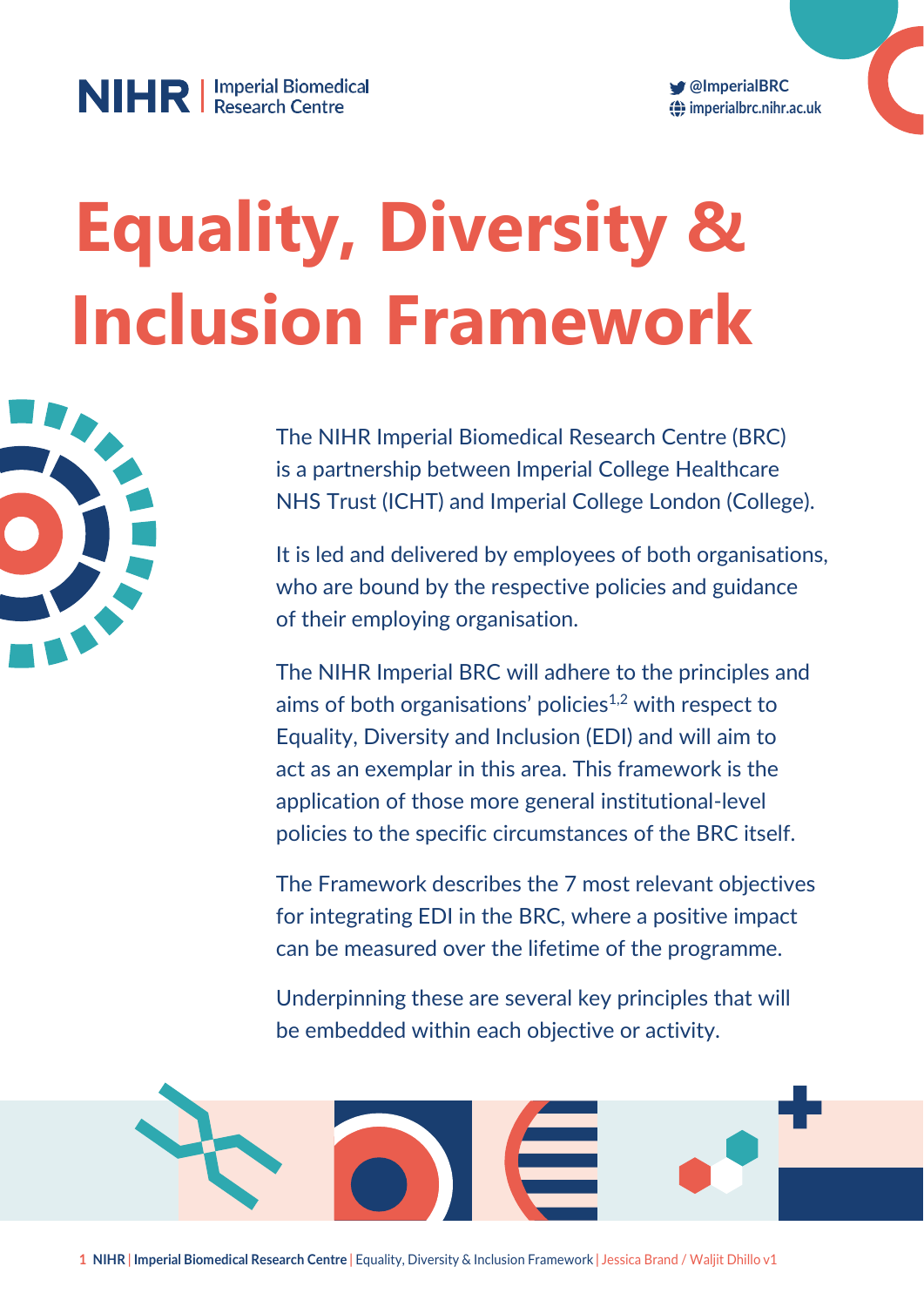NIHR | Imperial Biomedical Research Centre

@ImperialBRC
imperialbrc.nihr.ac.uk

# Equality, Diversity & Inclusion Framework

The NIHR Imperial Biomedical Research Centre (BRC) is a partnership between Imperial College Healthcare NHS Trust (ICHT) and Imperial College London (College).

It is led and delivered by employees of both organisations, who are bound by the respective policies and guidance of their employing organisation.

The NIHR Imperial BRC will adhere to the principles and aims of both organisations' policies[1,2] with respect to Equality, Diversity and Inclusion (EDI) and will aim to act as an exemplar in this area. This framework is the application of those more general institutional-level policies to the specific circumstances of the BRC itself.

The Framework describes the 7 most relevant objectives for integrating EDI in the BRC, where a positive impact can be measured over the lifetime of the programme.

Underpinning these are several key principles that will be embedded within each objective or activity.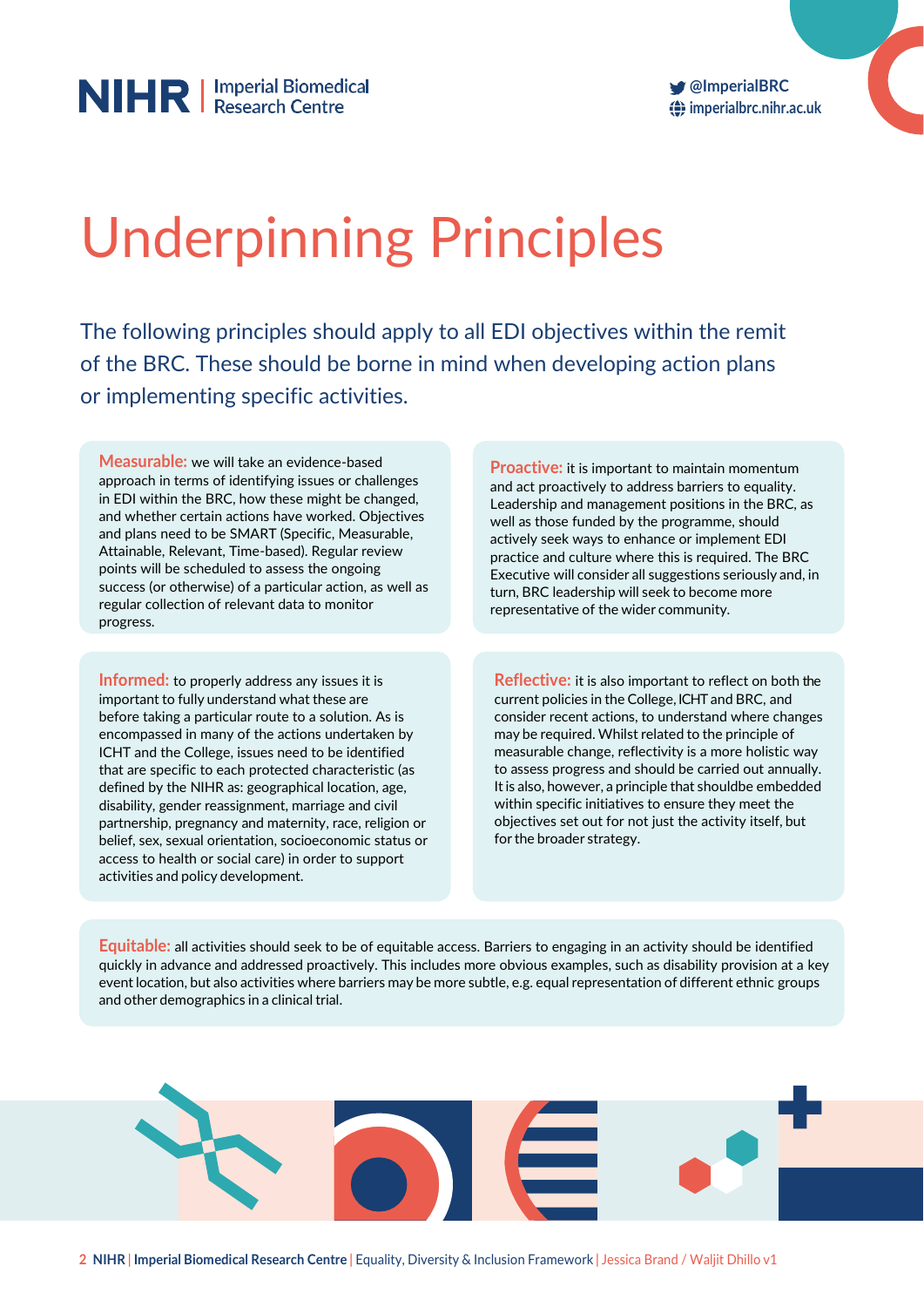# Underpinning Principles

The following principles should apply to all EDI objectives within the remit of the BRC. These should be borne in mind when developing action plans or implementing specific activities.

**Measurable:** we will take an evidence-based approach in terms of identifying issues or challenges in EDI within the BRC, how these might be changed, and whether certain actions have worked. Objectives and plans need to be SMART (Specific, Measurable, Attainable, Relevant, Time-based). Regular review points will be scheduled to assess the ongoing success (or otherwise) of a particular action, as well as regular collection of relevant data to monitor progress.

**Proactive:** it is important to maintain momentum and act proactively to address barriers to equality. Leadership and management positions in the BRC, as well as those funded by the programme, should actively seek ways to enhance or implement EDI practice and culture where this is required. The BRC Executive will consider all suggestions seriously and, in turn, BRC leadership will seek to become more representative of the wider community.

**Informed:** to properly address any issues it is important to fully understand what these are before taking a particular route to a solution. As is encompassed in many of the actions undertaken by ICHT and the College, issues need to be identified that are specific to each protected characteristic (as defined by the NIHR as: geographical location, age, disability, gender reassignment, marriage and civil partnership, pregnancy and maternity, race, religion or belief, sex, sexual orientation, socioeconomic status or access to health or social care) in order to support activities and policy development.

**Reflective:** it is also important to reflect on both the current policies in the College, ICHT and BRC, and consider recent actions, to understand where changes may be required. Whilst related to the principle of measurable change, reflectivity is a more holistic way to assess progress and should be carried out annually. It is also, however, a principle that shouldbe embedded within specific initiatives to ensure they meet the objectives set out for not just the activity itself, but for the broader strategy.

**Equitable:** all activities should seek to be of equitable access. Barriers to engaging in an activity should be identified quickly in advance and addressed proactively. This includes more obvious examples, such as disability provision at a key event location, but also activities where barriers may be more subtle, e.g. equal representation of different ethnic groups and other demographics in a clinical trial.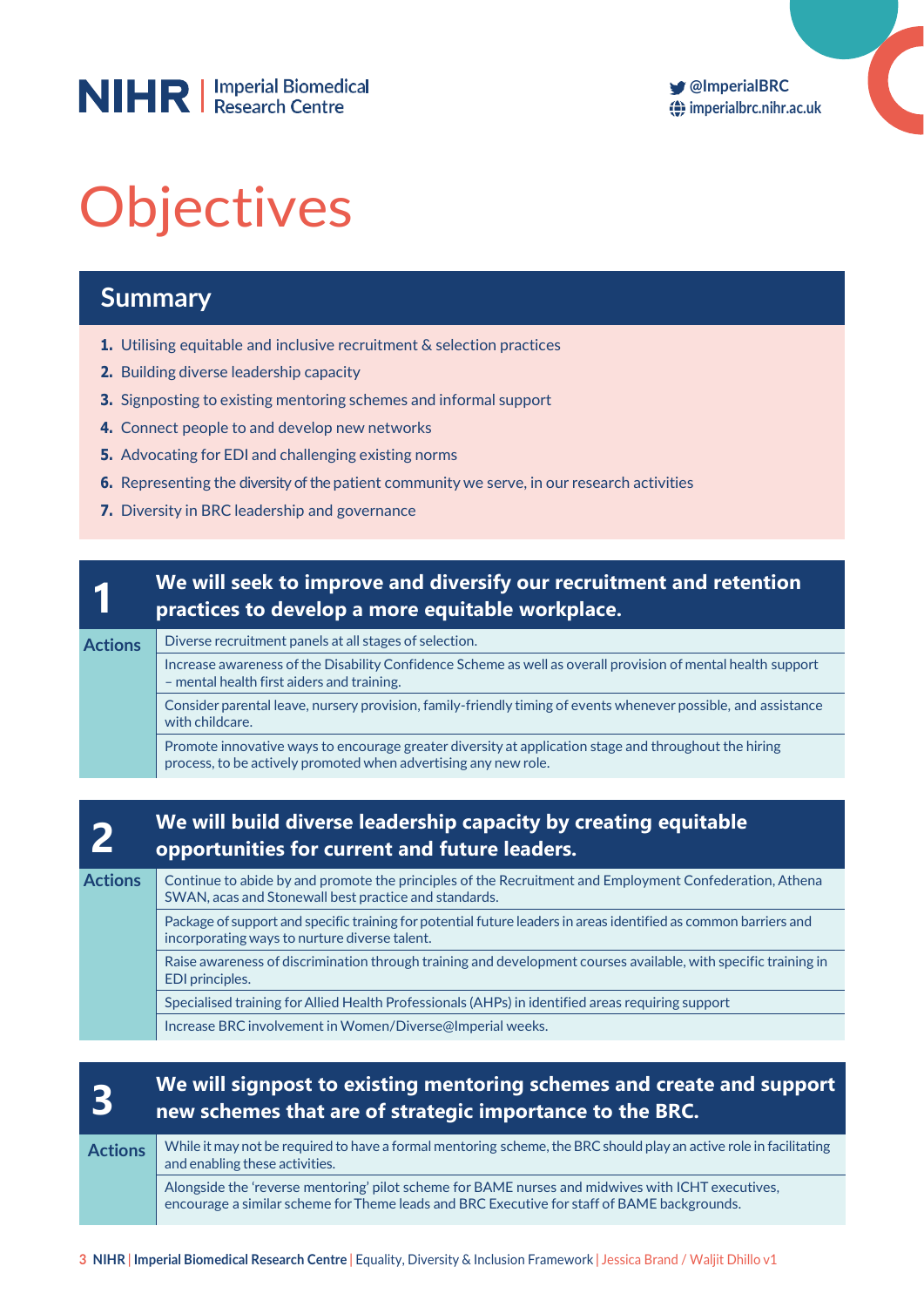# Objectives

## Summary

1. Utilising equitable and inclusive recruitment & selection practices
2. Building diverse leadership capacity
3. Signposting to existing mentoring schemes and informal support
4. Connect people to and develop new networks
5. Advocating for EDI and challenging existing norms
6. Representing the diversity of the patient community we serve, in our research activities
7. Diversity in BRC leadership and governance

## 1 We will seek to improve and diversify our recruitment and retention practices to develop a more equitable workplace.

**Actions**

- Diverse recruitment panels at all stages of selection.
- Increase awareness of the Disability Confidence Scheme as well as overall provision of mental health support – mental health first aiders and training.
- Consider parental leave, nursery provision, family-friendly timing of events whenever possible, and assistance with childcare.
- Promote innovative ways to encourage greater diversity at application stage and throughout the hiring process, to be actively promoted when advertising any new role.

## 2 We will build diverse leadership capacity by creating equitable opportunities for current and future leaders.

**Actions**

- Continue to abide by and promote the principles of the Recruitment and Employment Confederation, Athena SWAN, acas and Stonewall best practice and standards.
- Package of support and specific training for potential future leaders in areas identified as common barriers and incorporating ways to nurture diverse talent.
- Raise awareness of discrimination through training and development courses available, with specific training in EDI principles.
- Specialised training for Allied Health Professionals (AHPs) in identified areas requiring support
- Increase BRC involvement in Women/Diverse@Imperial weeks.

## 3 We will signpost to existing mentoring schemes and create and support new schemes that are of strategic importance to the BRC.

**Actions**

- While it may not be required to have a formal mentoring scheme, the BRC should play an active role in facilitating and enabling these activities.
- Alongside the 'reverse mentoring' pilot scheme for BAME nurses and midwives with ICHT executives, encourage a similar scheme for Theme leads and BRC Executive for staff of BAME backgrounds.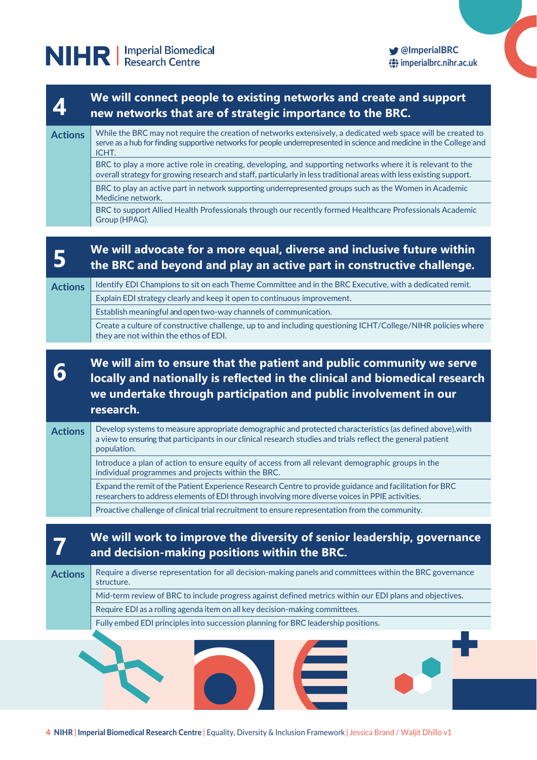## 4 We will connect people to existing networks and create and support new networks that are of strategic importance to the BRC.

**Actions**

- While the BRC may not require the creation of networks extensively, a dedicated web space will be created to serve as a hub for finding supportive networks for people underrepresented in science and medicine in the College and ICHT.
- BRC to play a more active role in creating, developing, and supporting networks where it is relevant to the overall strategy for growing research and staff, particularly in less traditional areas with less existing support.
- BRC to play an active part in network supporting underrepresented groups such as the Women in Academic Medicine network.
- BRC to support Allied Health Professionals through our recently formed Healthcare Professionals Academic Group (HPAG).

## 5 We will advocate for a more equal, diverse and inclusive future within the BRC and beyond and play an active part in constructive challenge.

**Actions**

- Identify EDI Champions to sit on each Theme Committee and in the BRC Executive, with a dedicated remit.
- Explain EDI strategy clearly and keep it open to continuous improvement.
- Establish meaningful and open two-way channels of communication.
- Create a culture of constructive challenge, up to and including questioning ICHT/College/NIHR policies where they are not within the ethos of EDI.

## 6 We will aim to ensure that the patient and public community we serve locally and nationally is reflected in the clinical and biomedical research we undertake through participation and public involvement in our research.

**Actions**

- Develop systems to measure appropriate demographic and protected characteristics (as defined above),with a view to ensuring that participants in our clinical research studies and trials reflect the general patient population.
- Introduce a plan of action to ensure equity of access from all relevant demographic groups in the individual programmes and projects within the BRC.
- Expand the remit of the Patient Experience Research Centre to provide guidance and facilitation for BRC researchers to address elements of EDI through involving more diverse voices in PPIE activities.
- Proactive challenge of clinical trial recruitment to ensure representation from the community.

## 7 We will work to improve the diversity of senior leadership, governance and decision-making positions within the BRC.

**Actions**

- Require a diverse representation for all decision-making panels and committees within the BRC governance structure.
- Mid-term review of BRC to include progress against defined metrics within our EDI plans and objectives.
- Require EDI as a rolling agenda item on all key decision-making committees.
- Fully embed EDI principles into succession planning for BRC leadership positions.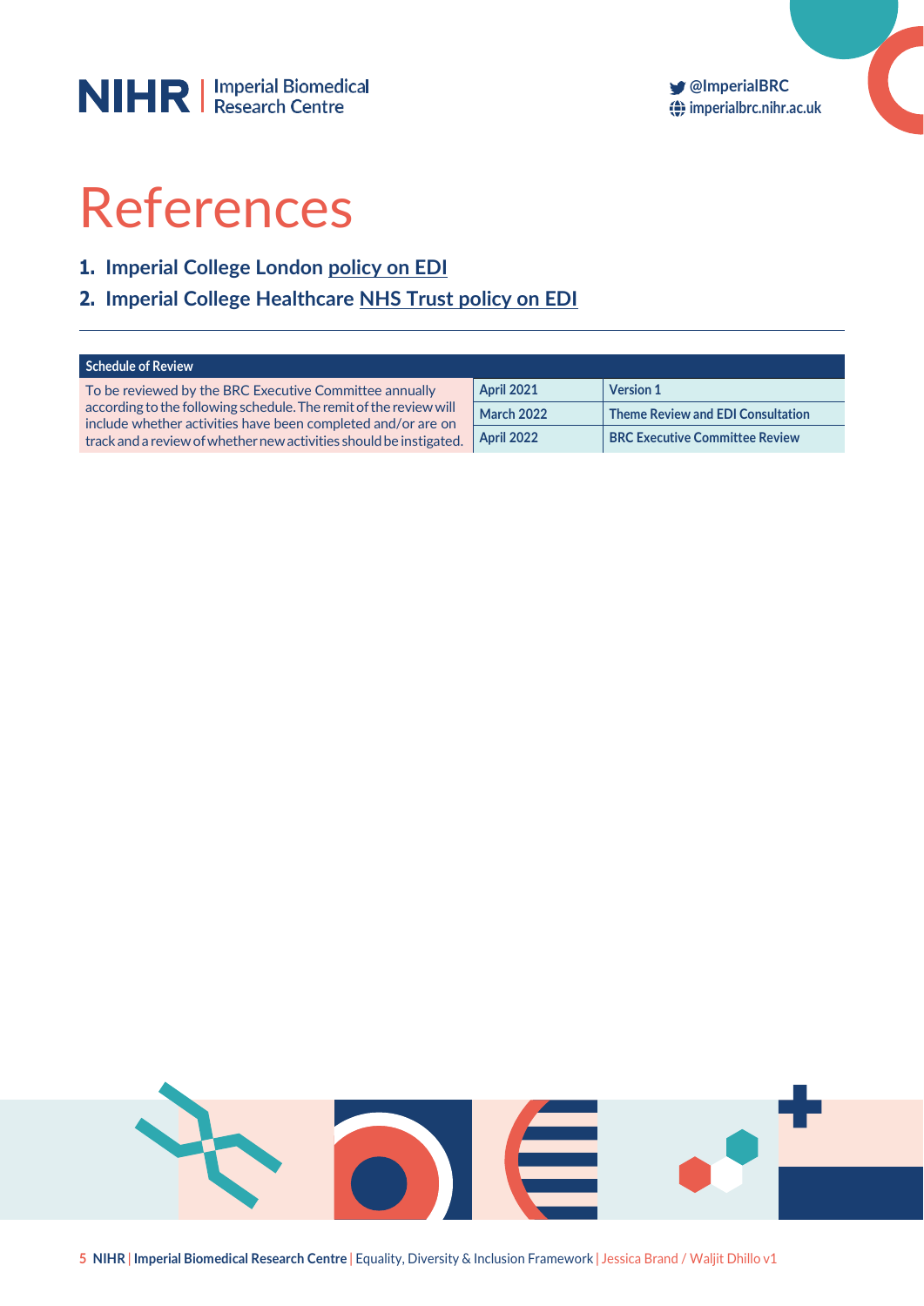# References

1. **Imperial College London policy on EDI**
2. **Imperial College Healthcare NHS Trust policy on EDI**

| Schedule of Review | | |
|---|---|---|
| To be reviewed by the BRC Executive Committee annually according to the following schedule. The remit of the review will include whether activities have been completed and/or are on track and a review of whether new activities should be instigated. | April 2021 | Version 1 |
| | March 2022 | Theme Review and EDI Consultation |
| | April 2022 | BRC Executive Committee Review |